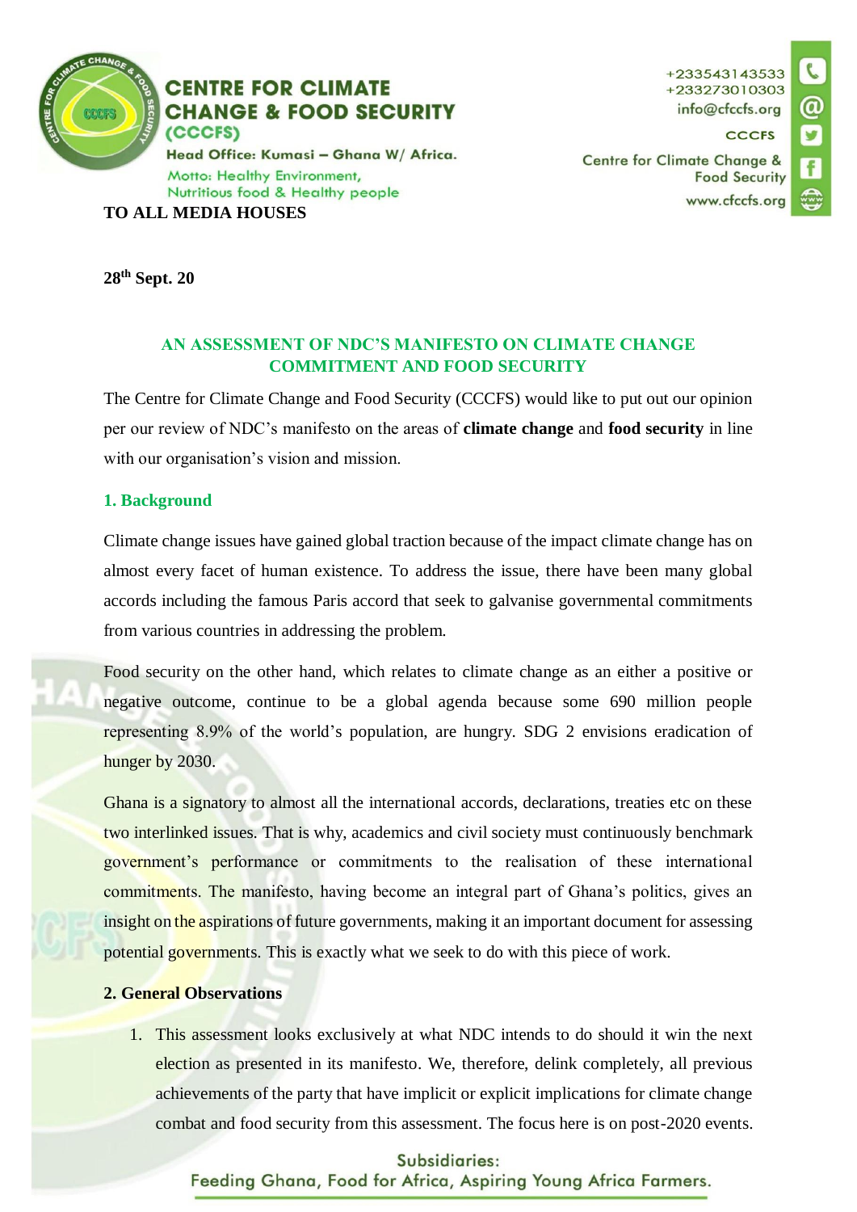**CENTRE FOR CLIMATE CHANGE & FOOD SECURITY (CCCFS)**
Head Office: Kumasi – Ghana W/ Africa.
Motto: Healthy Environment, Nutritious food & Healthy people

+233543143533
+233273010303
info@cfccfs.org
CCCFS
Centre for Climate Change & Food Security
www.cfccfs.org

**TO ALL MEDIA HOUSES**

**28th Sept. 20**

## AN ASSESSMENT OF NDC'S MANIFESTO ON CLIMATE CHANGE COMMITMENT AND FOOD SECURITY

The Centre for Climate Change and Food Security (CCCFS) would like to put out our opinion per our review of NDC's manifesto on the areas of **climate change** and **food security** in line with our organisation's vision and mission.

### 1. Background

Climate change issues have gained global traction because of the impact climate change has on almost every facet of human existence. To address the issue, there have been many global accords including the famous Paris accord that seek to galvanise governmental commitments from various countries in addressing the problem.

Food security on the other hand, which relates to climate change as an either a positive or negative outcome, continue to be a global agenda because some 690 million people representing 8.9% of the world's population, are hungry. SDG 2 envisions eradication of hunger by 2030.

Ghana is a signatory to almost all the international accords, declarations, treaties etc on these two interlinked issues. That is why, academics and civil society must continuously benchmark government's performance or commitments to the realisation of these international commitments. The manifesto, having become an integral part of Ghana's politics, gives an insight on the aspirations of future governments, making it an important document for assessing potential governments. This is exactly what we seek to do with this piece of work.

### 2. General Observations

1. This assessment looks exclusively at what NDC intends to do should it win the next election as presented in its manifesto. We, therefore, delink completely, all previous achievements of the party that have implicit or explicit implications for climate change combat and food security from this assessment. The focus here is on post-2020 events.

Subsidiaries:
Feeding Ghana, Food for Africa, Aspiring Young Africa Farmers.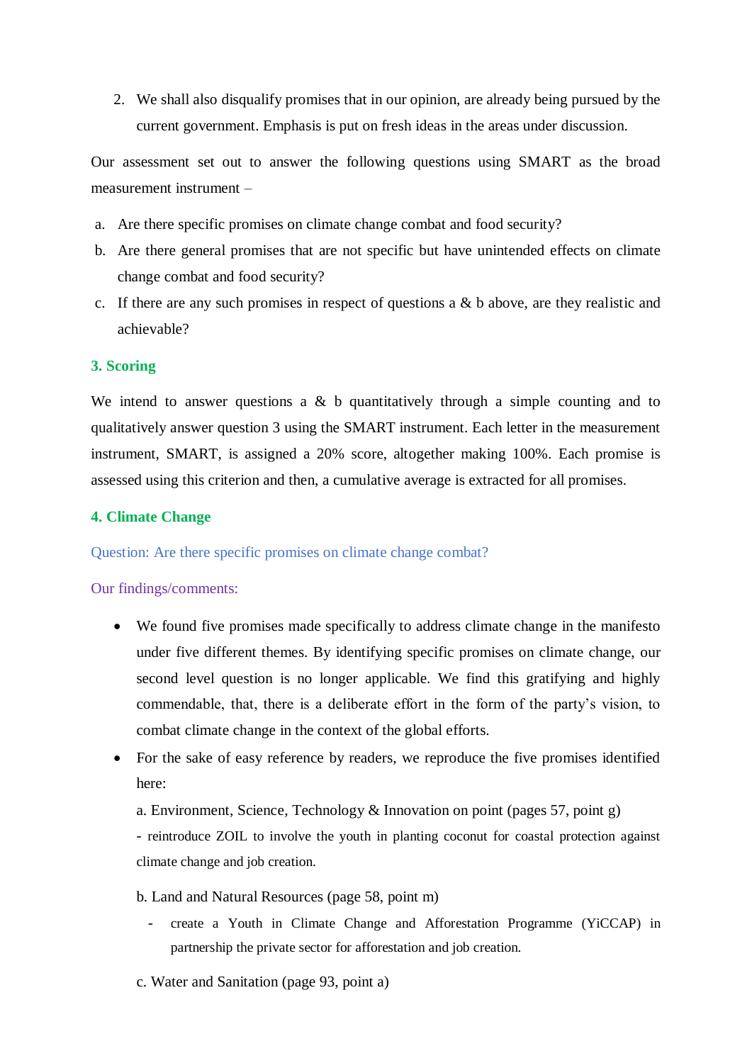2. We shall also disqualify promises that in our opinion, are already being pursued by the current government. Emphasis is put on fresh ideas in the areas under discussion.

Our assessment set out to answer the following questions using SMART as the broad measurement instrument –

a. Are there specific promises on climate change combat and food security?
b. Are there general promises that are not specific but have unintended effects on climate change combat and food security?
c. If there are any such promises in respect of questions a & b above, are they realistic and achievable?

## 3. Scoring

We intend to answer questions a & b quantitatively through a simple counting and to qualitatively answer question 3 using the SMART instrument. Each letter in the measurement instrument, SMART, is assigned a 20% score, altogether making 100%. Each promise is assessed using this criterion and then, a cumulative average is extracted for all promises.

## 4. Climate Change

Question: Are there specific promises on climate change combat?

Our findings/comments:

- We found five promises made specifically to address climate change in the manifesto under five different themes. By identifying specific promises on climate change, our second level question is no longer applicable. We find this gratifying and highly commendable, that, there is a deliberate effort in the form of the party's vision, to combat climate change in the context of the global efforts.
- For the sake of easy reference by readers, we reproduce the five promises identified here:

  a. Environment, Science, Technology & Innovation on point (pages 57, point g)

  - reintroduce ZOIL to involve the youth in planting coconut for coastal protection against climate change and job creation.

  b. Land and Natural Resources (page 58, point m)

  - create a Youth in Climate Change and Afforestation Programme (YiCCAP) in partnership the private sector for afforestation and job creation.

  c. Water and Sanitation (page 93, point a)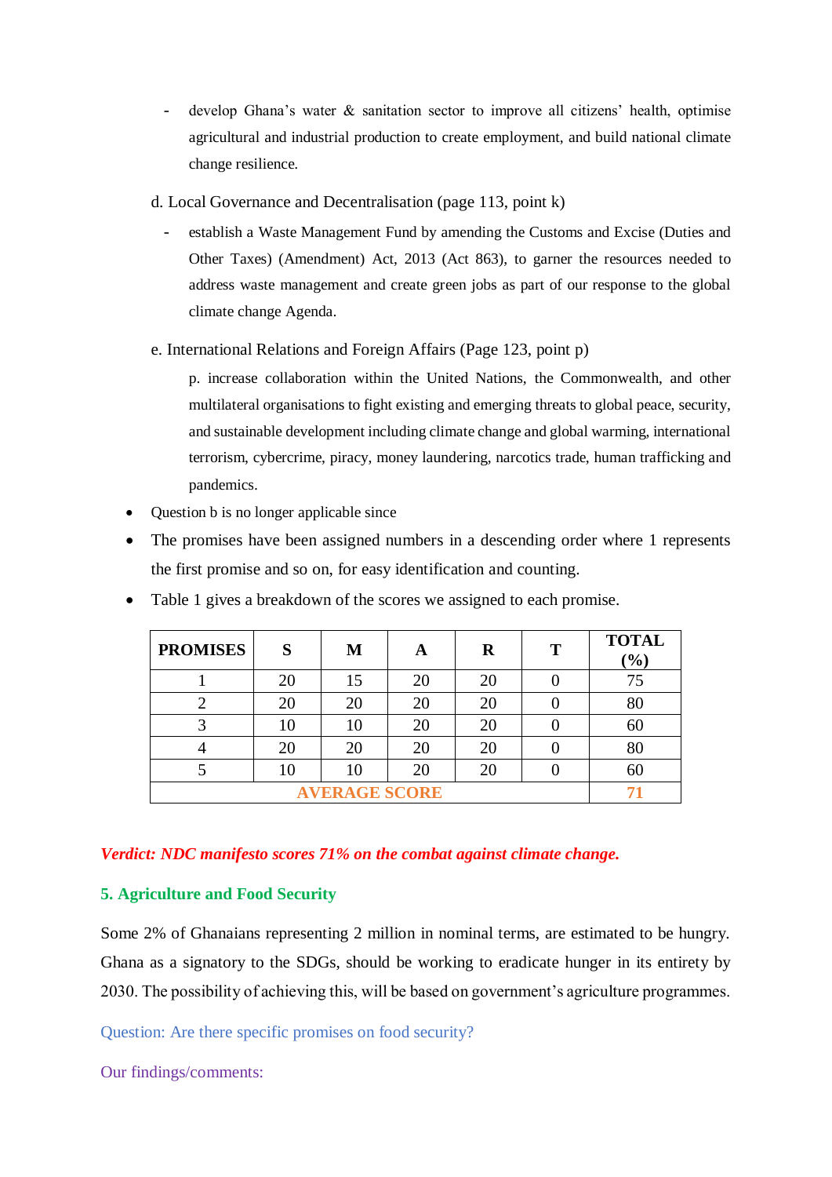- develop Ghana's water & sanitation sector to improve all citizens' health, optimise agricultural and industrial production to create employment, and build national climate change resilience.

d. Local Governance and Decentralisation (page 113, point k)

- establish a Waste Management Fund by amending the Customs and Excise (Duties and Other Taxes) (Amendment) Act, 2013 (Act 863), to garner the resources needed to address waste management and create green jobs as part of our response to the global climate change Agenda.

e. International Relations and Foreign Affairs (Page 123, point p)

p. increase collaboration within the United Nations, the Commonwealth, and other multilateral organisations to fight existing and emerging threats to global peace, security, and sustainable development including climate change and global warming, international terrorism, cybercrime, piracy, money laundering, narcotics trade, human trafficking and pandemics.

- Question b is no longer applicable since
- The promises have been assigned numbers in a descending order where 1 represents the first promise and so on, for easy identification and counting.
- Table 1 gives a breakdown of the scores we assigned to each promise.

| PROMISES | S | M | A | R | T | TOTAL (%) |
|---|---|---|---|---|---|---|
| 1 | 20 | 15 | 20 | 20 | 0 | 75 |
| 2 | 20 | 20 | 20 | 20 | 0 | 80 |
| 3 | 10 | 10 | 20 | 20 | 0 | 60 |
| 4 | 20 | 20 | 20 | 20 | 0 | 80 |
| 5 | 10 | 10 | 20 | 20 | 0 | 60 |
| AVERAGE SCORE | | | | | | 71 |

***Verdict: NDC manifesto scores 71% on the combat against climate change.***

## 5. Agriculture and Food Security

Some 2% of Ghanaians representing 2 million in nominal terms, are estimated to be hungry. Ghana as a signatory to the SDGs, should be working to eradicate hunger in its entirety by 2030. The possibility of achieving this, will be based on government's agriculture programmes.

Question: Are there specific promises on food security?

Our findings/comments: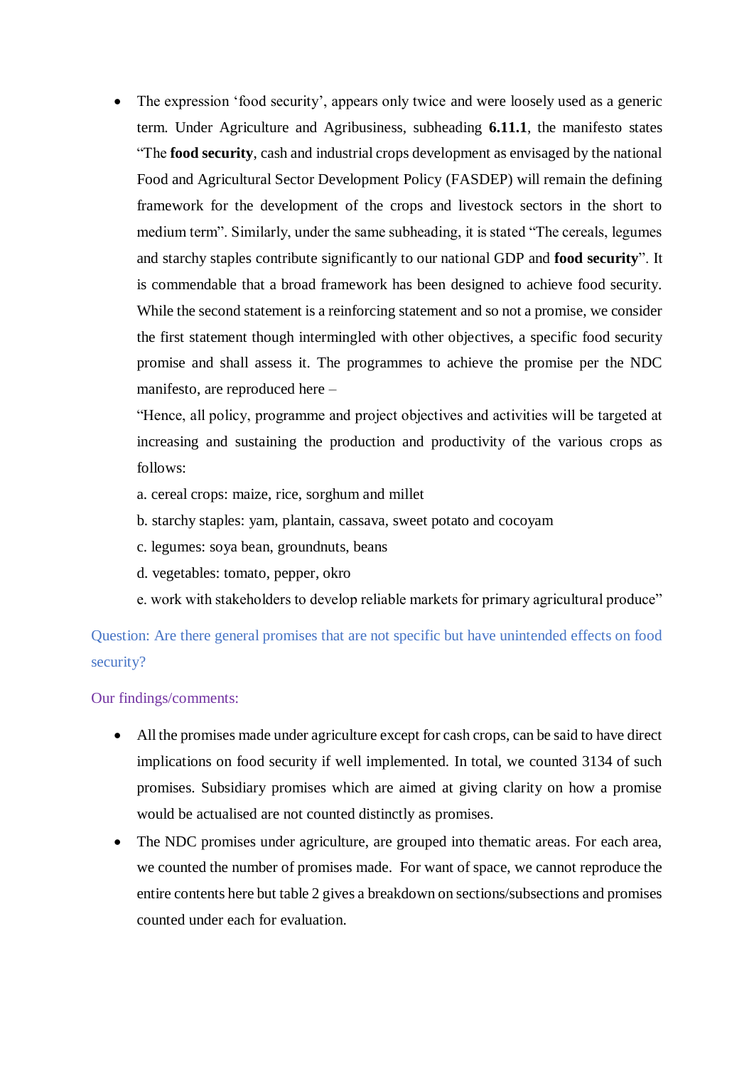- The expression 'food security', appears only twice and were loosely used as a generic term. Under Agriculture and Agribusiness, subheading **6.11.1**, the manifesto states "The **food security**, cash and industrial crops development as envisaged by the national Food and Agricultural Sector Development Policy (FASDEP) will remain the defining framework for the development of the crops and livestock sectors in the short to medium term". Similarly, under the same subheading, it is stated "The cereals, legumes and starchy staples contribute significantly to our national GDP and **food security**". It is commendable that a broad framework has been designed to achieve food security. While the second statement is a reinforcing statement and so not a promise, we consider the first statement though intermingled with other objectives, a specific food security promise and shall assess it. The programmes to achieve the promise per the NDC manifesto, are reproduced here –

  "Hence, all policy, programme and project objectives and activities will be targeted at increasing and sustaining the production and productivity of the various crops as follows:

  a. cereal crops: maize, rice, sorghum and millet

  b. starchy staples: yam, plantain, cassava, sweet potato and cocoyam

  c. legumes: soya bean, groundnuts, beans

  d. vegetables: tomato, pepper, okro

  e. work with stakeholders to develop reliable markets for primary agricultural produce"

Question: Are there general promises that are not specific but have unintended effects on food security?

Our findings/comments:

- All the promises made under agriculture except for cash crops, can be said to have direct implications on food security if well implemented. In total, we counted 3134 of such promises. Subsidiary promises which are aimed at giving clarity on how a promise would be actualised are not counted distinctly as promises.
- The NDC promises under agriculture, are grouped into thematic areas. For each area, we counted the number of promises made. For want of space, we cannot reproduce the entire contents here but table 2 gives a breakdown on sections/subsections and promises counted under each for evaluation.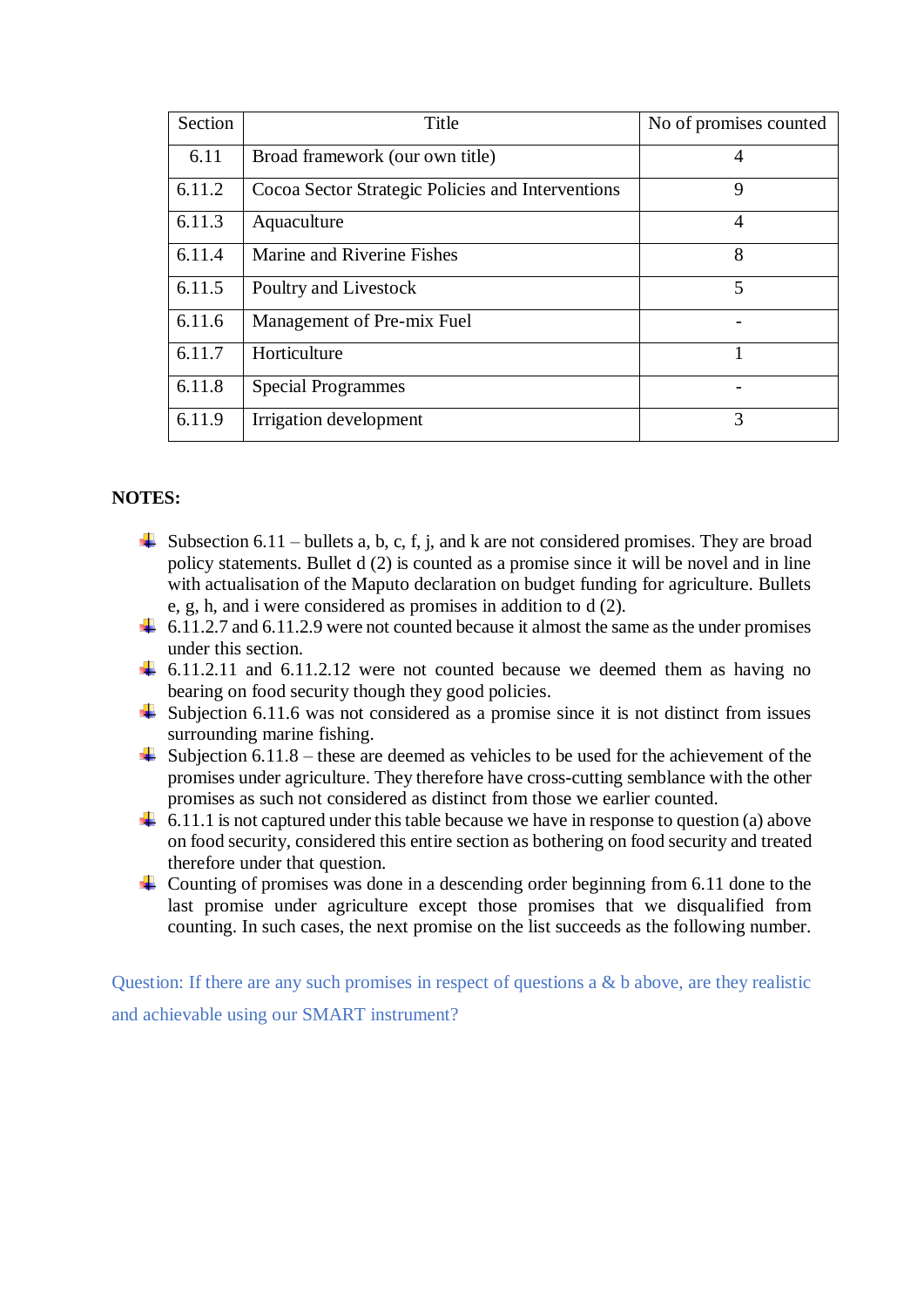| Section | Title | No of promises counted |
|---|---|---|
| 6.11 | Broad framework (our own title) | 4 |
| 6.11.2 | Cocoa Sector Strategic Policies and Interventions | 9 |
| 6.11.3 | Aquaculture | 4 |
| 6.11.4 | Marine and Riverine Fishes | 8 |
| 6.11.5 | Poultry and Livestock | 5 |
| 6.11.6 | Management of Pre-mix Fuel | - |
| 6.11.7 | Horticulture | 1 |
| 6.11.8 | Special Programmes | - |
| 6.11.9 | Irrigation development | 3 |

**NOTES:**

- Subsection 6.11 – bullets a, b, c, f, j, and k are not considered promises. They are broad policy statements. Bullet d (2) is counted as a promise since it will be novel and in line with actualisation of the Maputo declaration on budget funding for agriculture. Bullets e, g, h, and i were considered as promises in addition to d (2).
- 6.11.2.7 and 6.11.2.9 were not counted because it almost the same as the under promises under this section.
- 6.11.2.11 and 6.11.2.12 were not counted because we deemed them as having no bearing on food security though they good policies.
- Subjection 6.11.6 was not considered as a promise since it is not distinct from issues surrounding marine fishing.
- Subjection 6.11.8 – these are deemed as vehicles to be used for the achievement of the promises under agriculture. They therefore have cross-cutting semblance with the other promises as such not considered as distinct from those we earlier counted.
- 6.11.1 is not captured under this table because we have in response to question (a) above on food security, considered this entire section as bothering on food security and treated therefore under that question.
- Counting of promises was done in a descending order beginning from 6.11 done to the last promise under agriculture except those promises that we disqualified from counting. In such cases, the next promise on the list succeeds as the following number.

Question: If there are any such promises in respect of questions a & b above, are they realistic and achievable using our SMART instrument?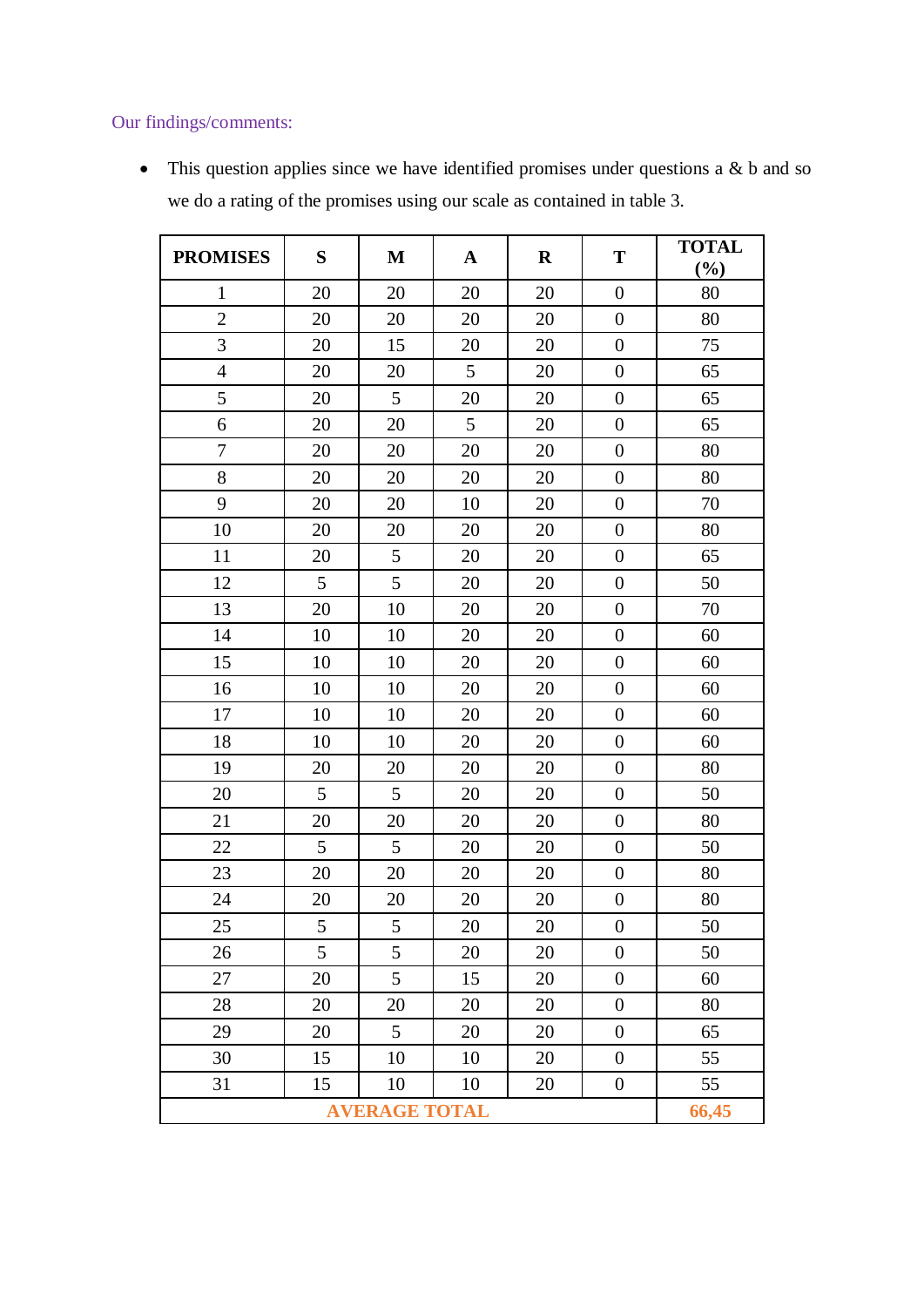Our findings/comments:

- This question applies since we have identified promises under questions a & b and so we do a rating of the promises using our scale as contained in table 3.

| PROMISES | S | M | A | R | T | TOTAL (%) |
|---|---|---|---|---|---|---|
| 1 | 20 | 20 | 20 | 20 | 0 | 80 |
| 2 | 20 | 20 | 20 | 20 | 0 | 80 |
| 3 | 20 | 15 | 20 | 20 | 0 | 75 |
| 4 | 20 | 20 | 5 | 20 | 0 | 65 |
| 5 | 20 | 5 | 20 | 20 | 0 | 65 |
| 6 | 20 | 20 | 5 | 20 | 0 | 65 |
| 7 | 20 | 20 | 20 | 20 | 0 | 80 |
| 8 | 20 | 20 | 20 | 20 | 0 | 80 |
| 9 | 20 | 20 | 10 | 20 | 0 | 70 |
| 10 | 20 | 20 | 20 | 20 | 0 | 80 |
| 11 | 20 | 5 | 20 | 20 | 0 | 65 |
| 12 | 5 | 5 | 20 | 20 | 0 | 50 |
| 13 | 20 | 10 | 20 | 20 | 0 | 70 |
| 14 | 10 | 10 | 20 | 20 | 0 | 60 |
| 15 | 10 | 10 | 20 | 20 | 0 | 60 |
| 16 | 10 | 10 | 20 | 20 | 0 | 60 |
| 17 | 10 | 10 | 20 | 20 | 0 | 60 |
| 18 | 10 | 10 | 20 | 20 | 0 | 60 |
| 19 | 20 | 20 | 20 | 20 | 0 | 80 |
| 20 | 5 | 5 | 20 | 20 | 0 | 50 |
| 21 | 20 | 20 | 20 | 20 | 0 | 80 |
| 22 | 5 | 5 | 20 | 20 | 0 | 50 |
| 23 | 20 | 20 | 20 | 20 | 0 | 80 |
| 24 | 20 | 20 | 20 | 20 | 0 | 80 |
| 25 | 5 | 5 | 20 | 20 | 0 | 50 |
| 26 | 5 | 5 | 20 | 20 | 0 | 50 |
| 27 | 20 | 5 | 15 | 20 | 0 | 60 |
| 28 | 20 | 20 | 20 | 20 | 0 | 80 |
| 29 | 20 | 5 | 20 | 20 | 0 | 65 |
| 30 | 15 | 10 | 10 | 20 | 0 | 55 |
| 31 | 15 | 10 | 10 | 20 | 0 | 55 |
| **AVERAGE TOTAL** | | | | | | **66,45** |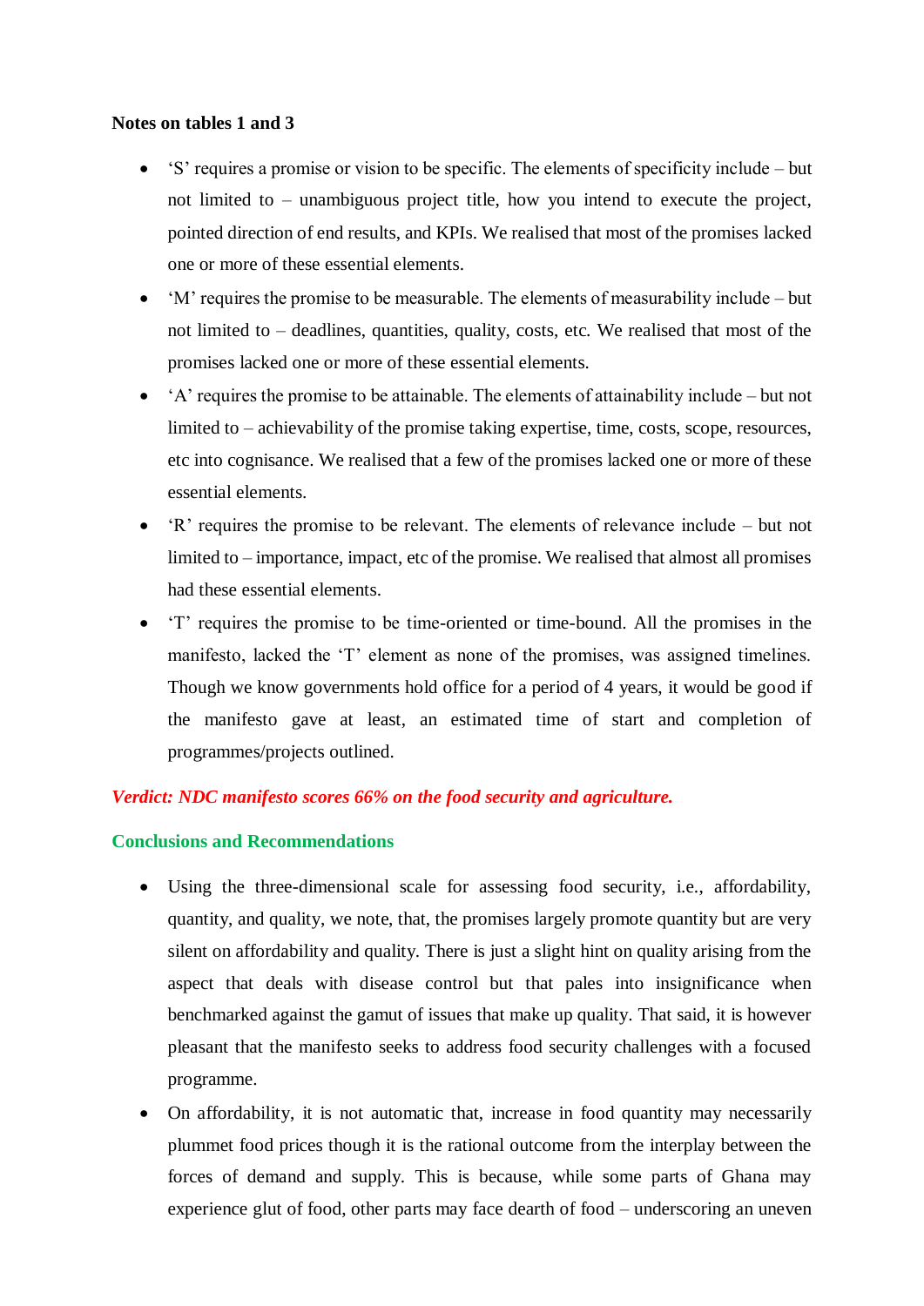**Notes on tables 1 and 3**

- 'S' requires a promise or vision to be specific. The elements of specificity include – but not limited to – unambiguous project title, how you intend to execute the project, pointed direction of end results, and KPIs. We realised that most of the promises lacked one or more of these essential elements.
- 'M' requires the promise to be measurable. The elements of measurability include – but not limited to – deadlines, quantities, quality, costs, etc. We realised that most of the promises lacked one or more of these essential elements.
- 'A' requires the promise to be attainable. The elements of attainability include – but not limited to – achievability of the promise taking expertise, time, costs, scope, resources, etc into cognisance. We realised that a few of the promises lacked one or more of these essential elements.
- 'R' requires the promise to be relevant. The elements of relevance include – but not limited to – importance, impact, etc of the promise. We realised that almost all promises had these essential elements.
- 'T' requires the promise to be time-oriented or time-bound. All the promises in the manifesto, lacked the 'T' element as none of the promises, was assigned timelines. Though we know governments hold office for a period of 4 years, it would be good if the manifesto gave at least, an estimated time of start and completion of programmes/projects outlined.

***Verdict: NDC manifesto scores 66% on the food security and agriculture.***

**Conclusions and Recommendations**

- Using the three-dimensional scale for assessing food security, i.e., affordability, quantity, and quality, we note, that, the promises largely promote quantity but are very silent on affordability and quality. There is just a slight hint on quality arising from the aspect that deals with disease control but that pales into insignificance when benchmarked against the gamut of issues that make up quality. That said, it is however pleasant that the manifesto seeks to address food security challenges with a focused programme.
- On affordability, it is not automatic that, increase in food quantity may necessarily plummet food prices though it is the rational outcome from the interplay between the forces of demand and supply. This is because, while some parts of Ghana may experience glut of food, other parts may face dearth of food – underscoring an uneven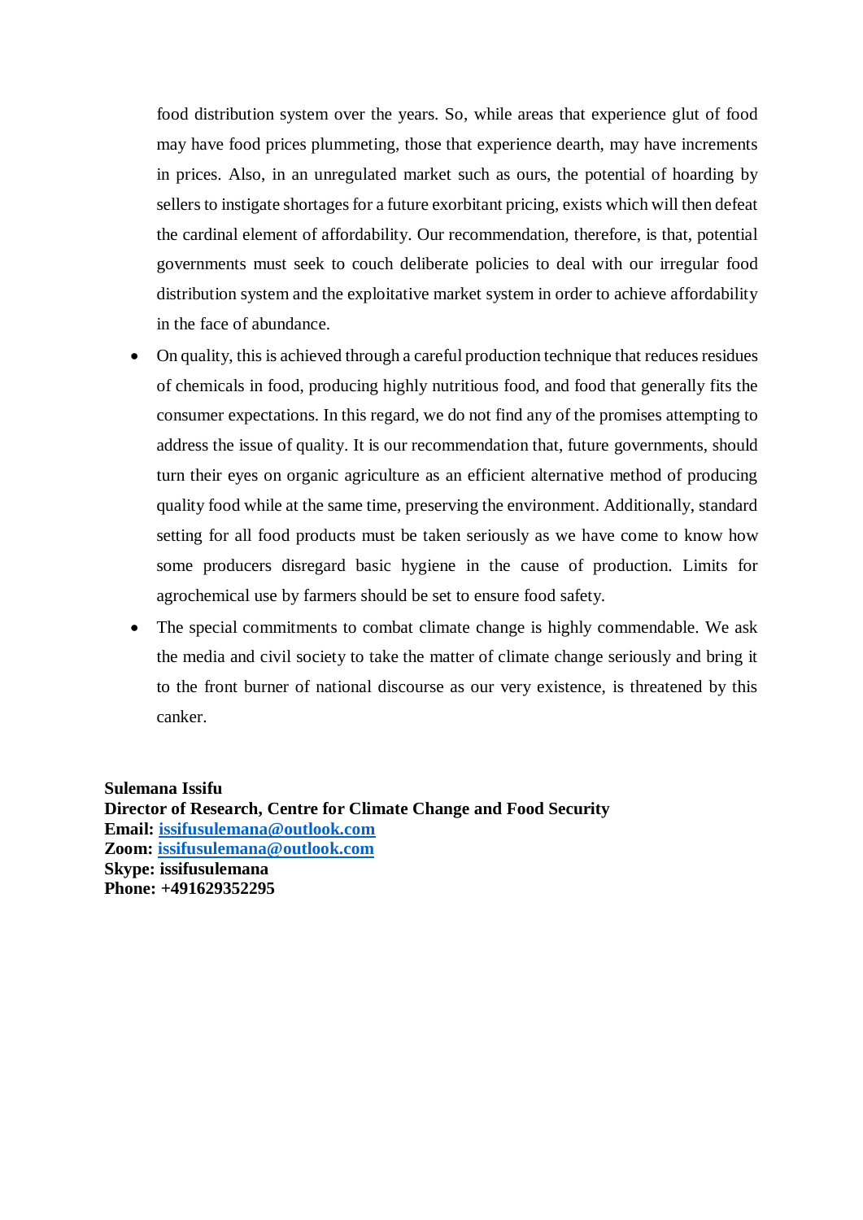food distribution system over the years. So, while areas that experience glut of food may have food prices plummeting, those that experience dearth, may have increments in prices. Also, in an unregulated market such as ours, the potential of hoarding by sellers to instigate shortages for a future exorbitant pricing, exists which will then defeat the cardinal element of affordability. Our recommendation, therefore, is that, potential governments must seek to couch deliberate policies to deal with our irregular food distribution system and the exploitative market system in order to achieve affordability in the face of abundance.

- On quality, this is achieved through a careful production technique that reduces residues of chemicals in food, producing highly nutritious food, and food that generally fits the consumer expectations. In this regard, we do not find any of the promises attempting to address the issue of quality. It is our recommendation that, future governments, should turn their eyes on organic agriculture as an efficient alternative method of producing quality food while at the same time, preserving the environment. Additionally, standard setting for all food products must be taken seriously as we have come to know how some producers disregard basic hygiene in the cause of production. Limits for agrochemical use by farmers should be set to ensure food safety.
- The special commitments to combat climate change is highly commendable. We ask the media and civil society to take the matter of climate change seriously and bring it to the front burner of national discourse as our very existence, is threatened by this canker.

**Sulemana Issifu**
**Director of Research, Centre for Climate Change and Food Security**
**Email: issifusulemana@outlook.com**
**Zoom: issifusulemana@outlook.com**
**Skype: issifusulemana**
**Phone: +491629352295**